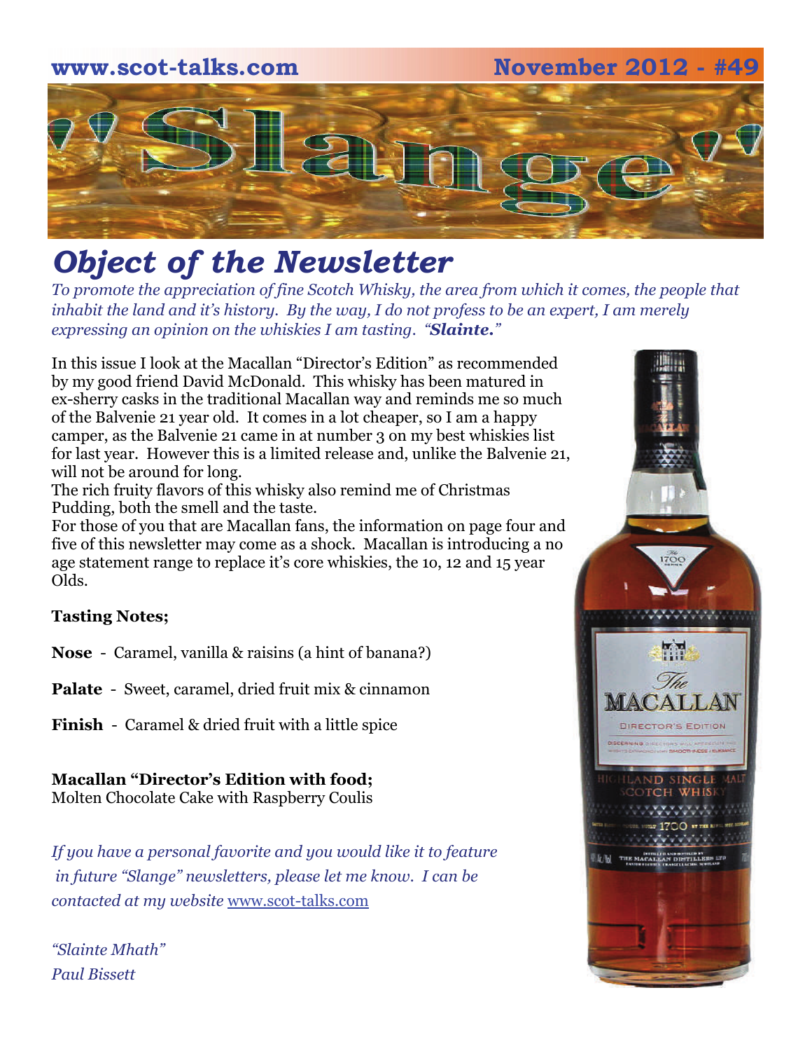www.scot-talks.com November 2012 - #49

# "Slange"

## *Object of the Newsletter*

*To promote the appreciation of fine Scotch Whisky, the area from which it comes, the people that inhabit the land and it's history. By the way, I do not profess to be an expert, I am merely expressing an opinion on the whiskies I am tasting. "**Slainte.**"*

In this issue I look at the Macallan "Director's Edition" as recommended by my good friend David McDonald. This whisky has been matured in ex-sherry casks in the traditional Macallan way and reminds me so much of the Balvenie 21 year old. It comes in a lot cheaper, so I am a happy camper, as the Balvenie 21 came in at number 3 on my best whiskies list for last year. However this is a limited release and, unlike the Balvenie 21, will not be around for long.

The rich fruity flavors of this whisky also remind me of Christmas Pudding, both the smell and the taste.

For those of you that are Macallan fans, the information on page four and five of this newsletter may come as a shock. Macallan is introducing a no age statement range to replace it's core whiskies, the 10, 12 and 15 year Olds.

**Tasting Notes;**

**Nose** - Caramel, vanilla & raisins (a hint of banana?)

**Palate** - Sweet, caramel, dried fruit mix & cinnamon

**Finish** - Caramel & dried fruit with a little spice

**Macallan "Director's Edition with food;**
Molten Chocolate Cake with Raspberry Coulis

*If you have a personal favorite and you would like it to feature in future "Slange" newsletters, please let me know. I can be contacted at my website* www.scot-talks.com

*"Slainte Mhath"*
*Paul Bissett*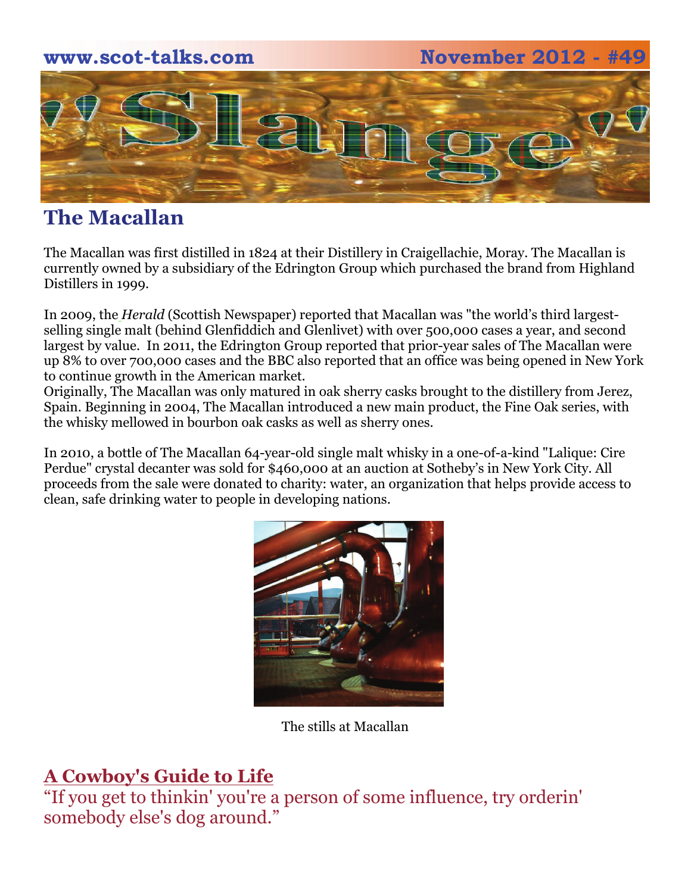## The Macallan

The Macallan was first distilled in 1824 at their Distillery in Craigellachie, Moray. The Macallan is currently owned by a subsidiary of the Edrington Group which purchased the brand from Highland Distillers in 1999.

In 2009, the *Herald* (Scottish Newspaper) reported that Macallan was "the world's third largest-selling single malt (behind Glenfiddich and Glenlivet) with over 500,000 cases a year, and second largest by value. In 2011, the Edrington Group reported that prior-year sales of The Macallan were up 8% to over 700,000 cases and the BBC also reported that an office was being opened in New York to continue growth in the American market.

Originally, The Macallan was only matured in oak sherry casks brought to the distillery from Jerez, Spain. Beginning in 2004, The Macallan introduced a new main product, the Fine Oak series, with the whisky mellowed in bourbon oak casks as well as sherry ones.

In 2010, a bottle of The Macallan 64-year-old single malt whisky in a one-of-a-kind "Lalique: Cire Perdue" crystal decanter was sold for $460,000 at an auction at Sotheby's in New York City. All proceeds from the sale were donated to charity: water, an organization that helps provide access to clean, safe drinking water to people in developing nations.

The stills at Macallan

## A Cowboy's Guide to Life

"If you get to thinkin' you're a person of some influence, try orderin' somebody else's dog around."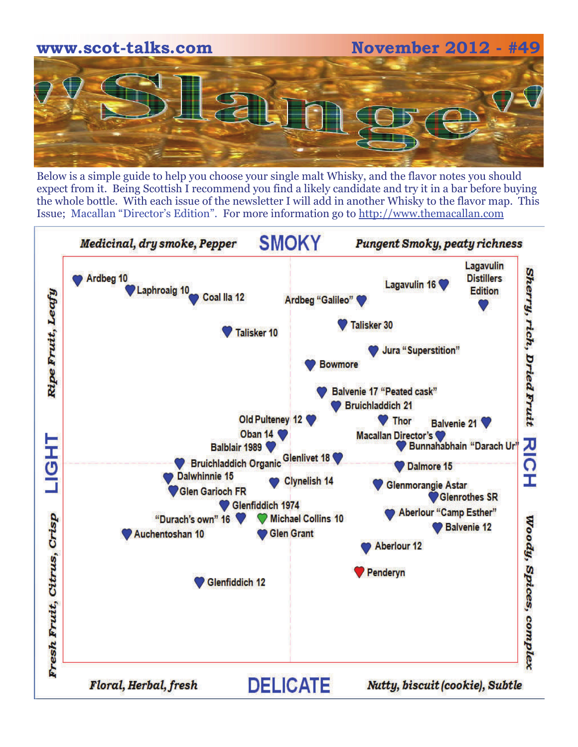www.scot-talks.com November 2012 - #49

# Slange

Below is a simple guide to help you choose your single malt Whisky, and the flavor notes you should expect from it. Being Scottish I recommend you find a likely candidate and try it in a bar before buying the whole bottle. With each issue of the newsletter I will add in another Whisky to the flavor map. This Issue; Macallan "Director's Edition". For more information go to http://www.themacallan.com

*Medicinal, dry smoke, Pepper* **SMOKY** *Pungent Smoky, peaty richness*

*Ripe Fruit, Leafy* **LIGHT** *Fresh Fruit, Citrus, Crisp*

*Sherry, rich, Dried Fruit* **RICH** *Woody, Spices, complex*

*Floral, Herbal, fresh* **DELICATE** *Nutty, biscuit (cookie), Subtle*

Ardbeg 10
Laphroaig 10
Coal Ila 12
Ardbeg "Galileo"
Lagavulin 16
Lagavulin Distillers Edition
Talisker 10
Talisker 30
Jura "Superstition"
Bowmore
Balvenie 17 "Peated cask"
Bruichladdich 21
Old Pulteney 12
Thor
Balvenie 21
Oban 14
Macallan Director's
Balblair 1989
Bunnahabhain "Darach Ur"
Glenlivet 18
Bruichladdich Organic
Dalmore 15
Dalwhinnie 15
Clynelish 14
Glenmorangie Astar
Glen Garioch FR
Glenrothes SR
Glenfiddich 1974
Aberlour "Camp Esther"
"Durach's own" 16
Michael Collins 10
Balvenie 12
Auchentoshan 10
Glen Grant
Aberlour 12
Penderyn
Glenfiddich 12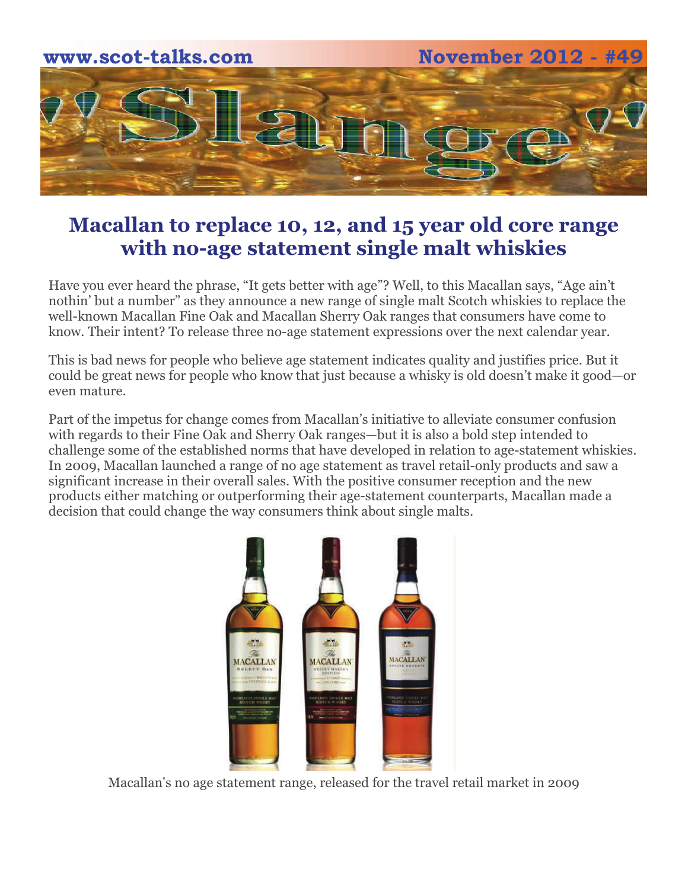# Macallan to replace 10, 12, and 15 year old core range with no-age statement single malt whiskies

Have you ever heard the phrase, "It gets better with age"? Well, to this Macallan says, "Age ain't nothin' but a number" as they announce a new range of single malt Scotch whiskies to replace the well-known Macallan Fine Oak and Macallan Sherry Oak ranges that consumers have come to know. Their intent? To release three no-age statement expressions over the next calendar year.

This is bad news for people who believe age statement indicates quality and justifies price. But it could be great news for people who know that just because a whisky is old doesn't make it good—or even mature.

Part of the impetus for change comes from Macallan's initiative to alleviate consumer confusion with regards to their Fine Oak and Sherry Oak ranges—but it is also a bold step intended to challenge some of the established norms that have developed in relation to age-statement whiskies. In 2009, Macallan launched a range of no age statement as travel retail-only products and saw a significant increase in their overall sales. With the positive consumer reception and the new products either matching or outperforming their age-statement counterparts, Macallan made a decision that could change the way consumers think about single malts.

Macallan's no age statement range, released for the travel retail market in 2009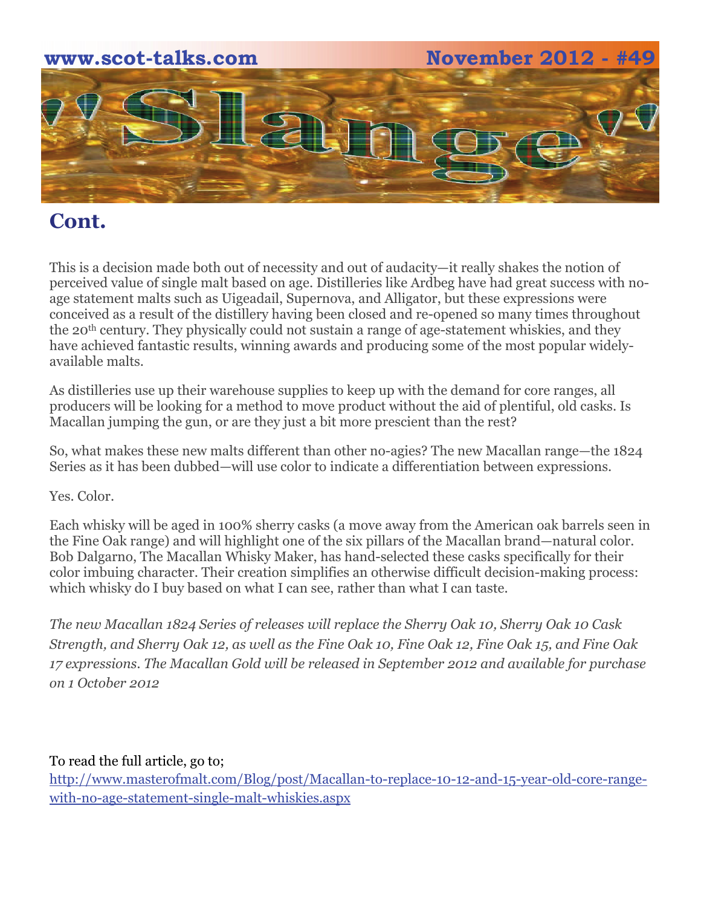## Cont.

This is a decision made both out of necessity and out of audacity—it really shakes the notion of perceived value of single malt based on age. Distilleries like Ardbeg have had great success with no-age statement malts such as Uigeadail, Supernova, and Alligator, but these expressions were conceived as a result of the distillery having been closed and re-opened so many times throughout the 20th century. They physically could not sustain a range of age-statement whiskies, and they have achieved fantastic results, winning awards and producing some of the most popular widely-available malts.

As distilleries use up their warehouse supplies to keep up with the demand for core ranges, all producers will be looking for a method to move product without the aid of plentiful, old casks. Is Macallan jumping the gun, or are they just a bit more prescient than the rest?

So, what makes these new malts different than other no-agies? The new Macallan range—the 1824 Series as it has been dubbed—will use color to indicate a differentiation between expressions.

Yes. Color.

Each whisky will be aged in 100% sherry casks (a move away from the American oak barrels seen in the Fine Oak range) and will highlight one of the six pillars of the Macallan brand—natural color. Bob Dalgarno, The Macallan Whisky Maker, has hand-selected these casks specifically for their color imbuing character. Their creation simplifies an otherwise difficult decision-making process: which whisky do I buy based on what I can see, rather than what I can taste.

*The new Macallan 1824 Series of releases will replace the Sherry Oak 10, Sherry Oak 10 Cask Strength, and Sherry Oak 12, as well as the Fine Oak 10, Fine Oak 12, Fine Oak 15, and Fine Oak 17 expressions. The Macallan Gold will be released in September 2012 and available for purchase on 1 October 2012*

To read the full article, go to;
[http://www.masterofmalt.com/Blog/post/Macallan-to-replace-10-12-and-15-year-old-core-range-with-no-age-statement-single-malt-whiskies.aspx](http://www.masterofmalt.com/Blog/post/Macallan-to-replace-10-12-and-15-year-old-core-range-with-no-age-statement-single-malt-whiskies.aspx)